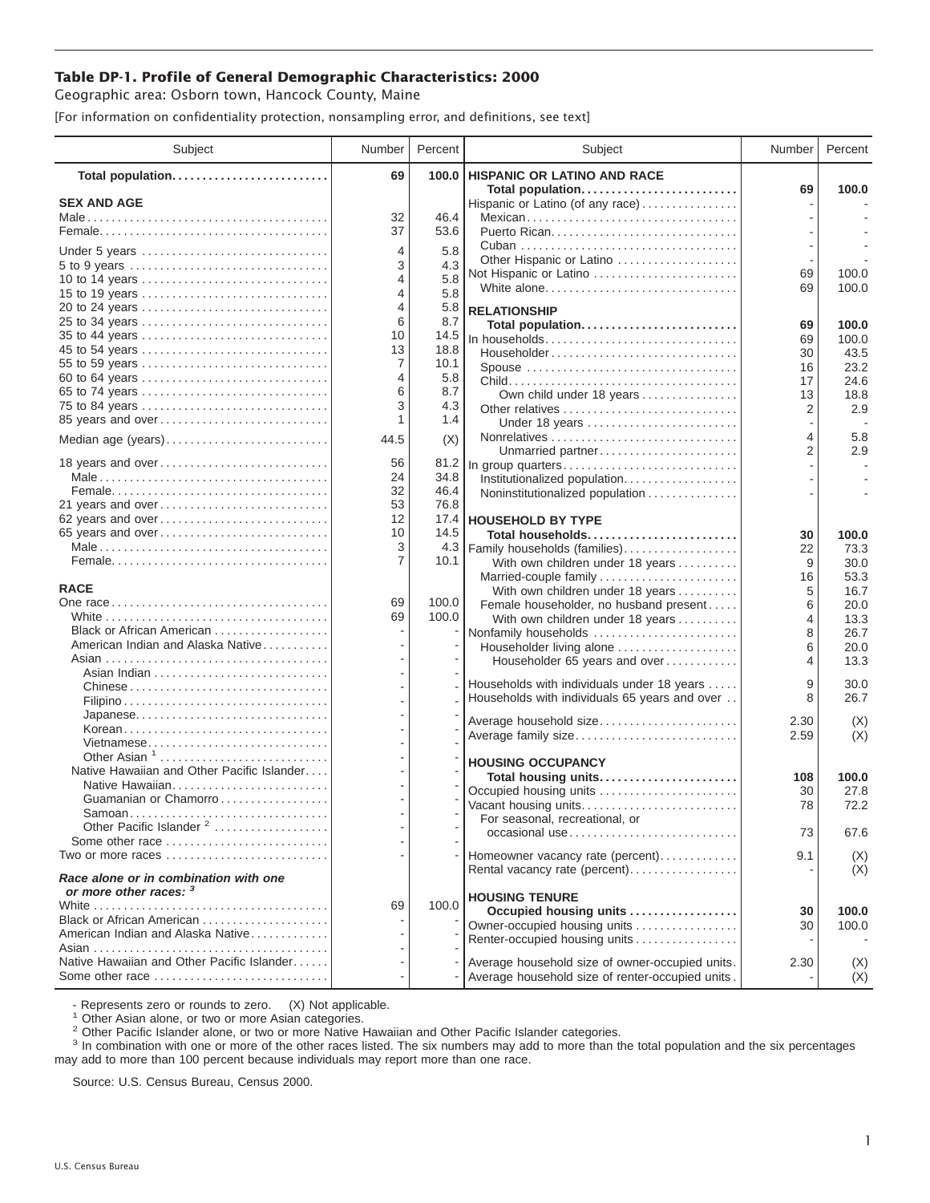# Table DP-1. Profile of General Demographic Characteristics: 2000

Geographic area: Osborn town, Hancock County, Maine

[For information on confidentiality protection, nonsampling error, and definitions, see text]

| Subject | Number | Percent | Subject | Number | Percent |
|---|---|---|---|---|---|
| **Total population** | **69** | **100.0** | **HISPANIC OR LATINO AND RACE** | | |
| | | | **Total population** | **69** | **100.0** |
| **SEX AND AGE** | | | Hispanic or Latino (of any race) | - | - |
| Male | 32 | 46.4 | Mexican | - | - |
| Female | 37 | 53.6 | Puerto Rican | - | - |
| Under 5 years | 4 | 5.8 | Cuban | - | - |
| 5 to 9 years | 3 | 4.3 | Other Hispanic or Latino | - | - |
| 10 to 14 years | 4 | 5.8 | Not Hispanic or Latino | 69 | 100.0 |
| 15 to 19 years | 4 | 5.8 | White alone | 69 | 100.0 |
| 20 to 24 years | 4 | 5.8 | **RELATIONSHIP** | | |
| 25 to 34 years | 6 | 8.7 | **Total population** | **69** | **100.0** |
| 35 to 44 years | 10 | 14.5 | In households | 69 | 100.0 |
| 45 to 54 years | 13 | 18.8 | Householder | 30 | 43.5 |
| 55 to 59 years | 7 | 10.1 | Spouse | 16 | 23.2 |
| 60 to 64 years | 4 | 5.8 | Child | 17 | 24.6 |
| 65 to 74 years | 6 | 8.7 | Own child under 18 years | 13 | 18.8 |
| 75 to 84 years | 3 | 4.3 | Other relatives | 2 | 2.9 |
| 85 years and over | 1 | 1.4 | Under 18 years | - | - |
| Median age (years) | 44.5 | (X) | Nonrelatives | 4 | 5.8 |
| | | | Unmarried partner | 2 | 2.9 |
| 18 years and over | 56 | 81.2 | In group quarters | - | - |
| Male | 24 | 34.8 | Institutionalized population | - | - |
| Female | 32 | 46.4 | Noninstitutionalized population | - | - |
| 21 years and over | 53 | 76.8 | | | |
| 62 years and over | 12 | 17.4 | **HOUSEHOLD BY TYPE** | | |
| 65 years and over | 10 | 14.5 | **Total households** | **30** | **100.0** |
| Male | 3 | 4.3 | Family households (families) | 22 | 73.3 |
| Female | 7 | 10.1 | With own children under 18 years | 9 | 30.0 |
| | | | Married-couple family | 16 | 53.3 |
| **RACE** | | | With own children under 18 years | 5 | 16.7 |
| One race | 69 | 100.0 | Female householder, no husband present | 6 | 20.0 |
| White | 69 | 100.0 | With own children under 18 years | 4 | 13.3 |
| Black or African American | - | - | Nonfamily households | 8 | 26.7 |
| American Indian and Alaska Native | - | - | Householder living alone | 6 | 20.0 |
| Asian | - | - | Householder 65 years and over | 4 | 13.3 |
| Asian Indian | - | - | | | |
| Chinese | - | - | Households with individuals under 18 years | 9 | 30.0 |
| Filipino | - | - | Households with individuals 65 years and over | 8 | 26.7 |
| Japanese | - | - | Average household size | 2.30 | (X) |
| Korean | - | - | Average family size | 2.59 | (X) |
| Vietnamese | - | - | | | |
| Other Asian [1] | - | - | **HOUSING OCCUPANCY** | | |
| Native Hawaiian and Other Pacific Islander | - | - | **Total housing units** | **108** | **100.0** |
| Native Hawaiian | - | - | Occupied housing units | 30 | 27.8 |
| Guamanian or Chamorro | - | - | Vacant housing units | 78 | 72.2 |
| Samoan | - | - | For seasonal, recreational, or occasional use | 73 | 67.6 |
| Other Pacific Islander [2] | - | - | | | |
| Some other race | - | - | | | |
| Two or more races | - | - | Homeowner vacancy rate (percent) | 9.1 | (X) |
| | | | Rental vacancy rate (percent) | - | (X) |
| ***Race alone or in combination with one or more other races:*** [3] | | | | | |
| | | | **HOUSING TENURE** | | |
| White | 69 | 100.0 | **Occupied housing units** | **30** | **100.0** |
| Black or African American | - | - | Owner-occupied housing units | 30 | 100.0 |
| American Indian and Alaska Native | - | - | Renter-occupied housing units | - | - |
| Asian | - | - | | | |
| Native Hawaiian and Other Pacific Islander | - | - | Average household size of owner-occupied units | 2.30 | (X) |
| Some other race | - | - | Average household size of renter-occupied units | - | (X) |

- Represents zero or rounds to zero. (X) Not applicable.

[1] Other Asian alone, or two or more Asian categories.

[2] Other Pacific Islander alone, or two or more Native Hawaiian and Other Pacific Islander categories.

[3] In combination with one or more of the other races listed. The six numbers may add to more than the total population and the six percentages may add to more than 100 percent because individuals may report more than one race.

Source: U.S. Census Bureau, Census 2000.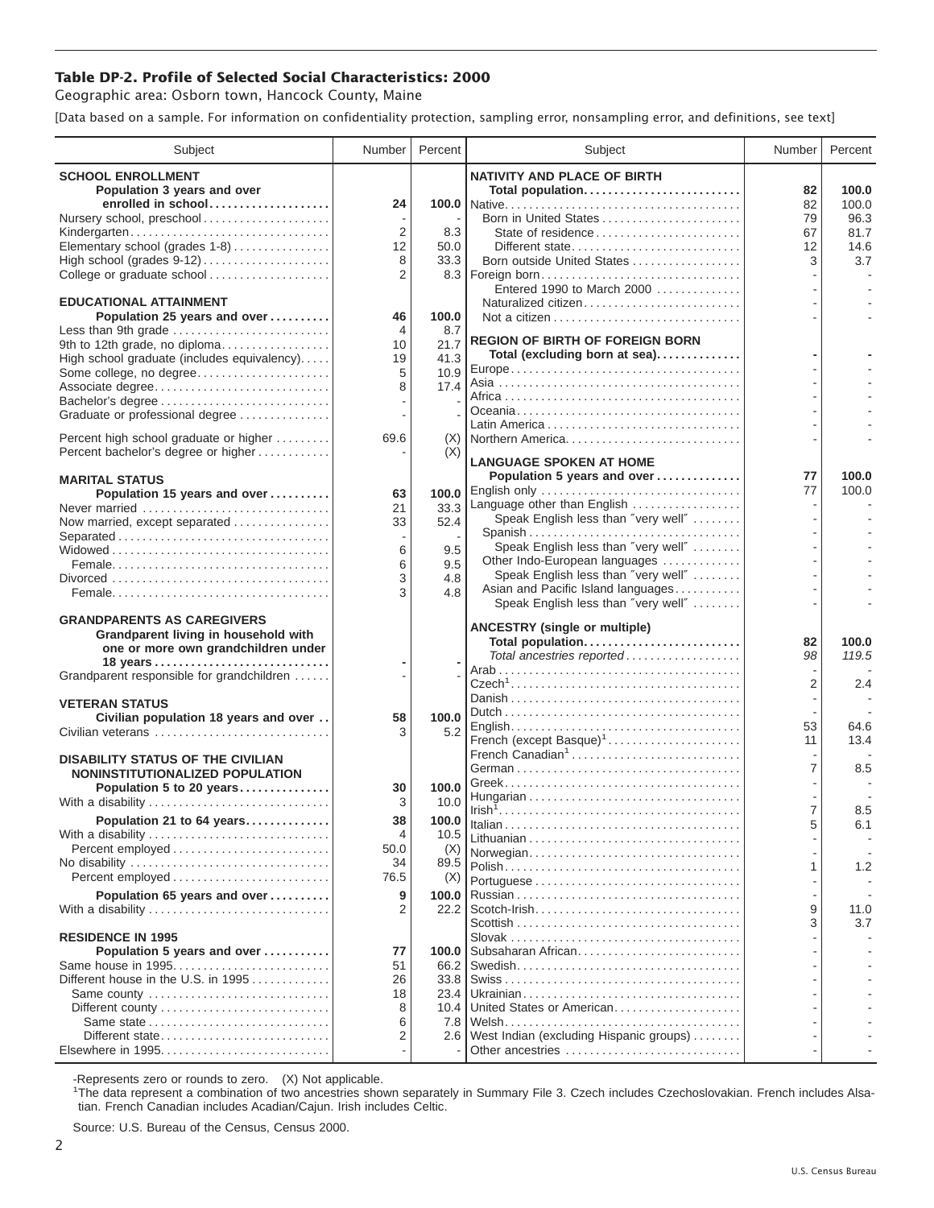# Table DP-2. Profile of Selected Social Characteristics: 2000

Geographic area: Osborn town, Hancock County, Maine

[Data based on a sample. For information on confidentiality protection, sampling error, nonsampling error, and definitions, see text]

| Subject | Number | Percent |
|---|---|---|
| **SCHOOL ENROLLMENT** | | |
| **Population 3 years and over enrolled in school** | **24** | **100.0** |
| Nursery school, preschool | - | - |
| Kindergarten | 2 | 8.3 |
| Elementary school (grades 1-8) | 12 | 50.0 |
| High school (grades 9-12) | 8 | 33.3 |
| College or graduate school | 2 | 8.3 |
| **EDUCATIONAL ATTAINMENT** | | |
| **Population 25 years and over** | **46** | **100.0** |
| Less than 9th grade | 4 | 8.7 |
| 9th to 12th grade, no diploma | 10 | 21.7 |
| High school graduate (includes equivalency) | 19 | 41.3 |
| Some college, no degree | 5 | 10.9 |
| Associate degree | 8 | 17.4 |
| Bachelor's degree | - | - |
| Graduate or professional degree | - | - |
| Percent high school graduate or higher | 69.6 | (X) |
| Percent bachelor's degree or higher | - | (X) |
| **MARITAL STATUS** | | |
| **Population 15 years and over** | **63** | **100.0** |
| Never married | 21 | 33.3 |
| Now married, except separated | 33 | 52.4 |
| Separated | - | - |
| Widowed | 6 | 9.5 |
| Female | 6 | 9.5 |
| Divorced | 3 | 4.8 |
| Female | 3 | 4.8 |
| **GRANDPARENTS AS CAREGIVERS** | | |
| **Grandparent living in household with one or more own grandchildren under 18 years** | **-** | **-** |
| Grandparent responsible for grandchildren | - | - |
| **VETERAN STATUS** | | |
| **Civilian population 18 years and over** | **58** | **100.0** |
| Civilian veterans | 3 | 5.2 |
| **DISABILITY STATUS OF THE CIVILIAN NONINSTITUTIONALIZED POPULATION** | | |
| **Population 5 to 20 years** | **30** | **100.0** |
| With a disability | 3 | 10.0 |
| **Population 21 to 64 years** | **38** | **100.0** |
| With a disability | 4 | 10.5 |
| Percent employed | 50.0 | (X) |
| No disability | 34 | 89.5 |
| Percent employed | 76.5 | (X) |
| **Population 65 years and over** | **9** | **100.0** |
| With a disability | 2 | 22.2 |
| **RESIDENCE IN 1995** | | |
| **Population 5 years and over** | **77** | **100.0** |
| Same house in 1995 | 51 | 66.2 |
| Different house in the U.S. in 1995 | 26 | 33.8 |
| Same county | 18 | 23.4 |
| Different county | 8 | 10.4 |
| Same state | 6 | 7.8 |
| Different state | 2 | 2.6 |
| Elsewhere in 1995 | - | - |

| Subject | Number | Percent |
|---|---|---|
| **NATIVITY AND PLACE OF BIRTH** | | |
| **Total population** | **82** | **100.0** |
| Native | 82 | 100.0 |
| Born in United States | 79 | 96.3 |
| State of residence | 67 | 81.7 |
| Different state | 12 | 14.6 |
| Born outside United States | 3 | 3.7 |
| Foreign born | - | - |
| Entered 1990 to March 2000 | - | - |
| Naturalized citizen | - | - |
| Not a citizen | - | - |
| **REGION OF BIRTH OF FOREIGN BORN** | | |
| **Total (excluding born at sea)** | **-** | **-** |
| Europe | - | - |
| Asia | - | - |
| Africa | - | - |
| Oceania | - | - |
| Latin America | - | - |
| Northern America | - | - |
| **LANGUAGE SPOKEN AT HOME** | | |
| **Population 5 years and over** | **77** | **100.0** |
| English only | 77 | 100.0 |
| Language other than English | - | - |
| Speak English less than "very well" | - | - |
| Spanish | - | - |
| Speak English less than "very well" | - | - |
| Other Indo-European languages | - | - |
| Speak English less than "very well" | - | - |
| Asian and Pacific Island languages | - | - |
| Speak English less than "very well" | - | - |
| **ANCESTRY (single or multiple)** | | |
| **Total population** | **82** | **100.0** |
| *Total ancestries reported* | *98* | *119.5* |
| Arab | - | - |
| Czech[1] | 2 | 2.4 |
| Danish | - | - |
| Dutch | - | - |
| English | 53 | 64.6 |
| French (except Basque)[1] | 11 | 13.4 |
| French Canadian[1] | - | - |
| German | 7 | 8.5 |
| Greek | - | - |
| Hungarian | - | - |
| Irish[1] | 7 | 8.5 |
| Italian | 5 | 6.1 |
| Lithuanian | - | - |
| Norwegian | - | - |
| Polish | 1 | 1.2 |
| Portuguese | - | - |
| Russian | - | - |
| Scotch-Irish | 9 | 11.0 |
| Scottish | 3 | 3.7 |
| Slovak | - | - |
| Subsaharan African | - | - |
| Swedish | - | - |
| Swiss | - | - |
| Ukrainian | - | - |
| United States or American | - | - |
| Welsh | - | - |
| West Indian (excluding Hispanic groups) | - | - |
| Other ancestries | - | - |

-Represents zero or rounds to zero. (X) Not applicable.

[1]The data represent a combination of two ancestries shown separately in Summary File 3. Czech includes Czechoslovakian. French includes Alsatian. French Canadian includes Acadian/Cajun. Irish includes Celtic.

Source: U.S. Bureau of the Census, Census 2000.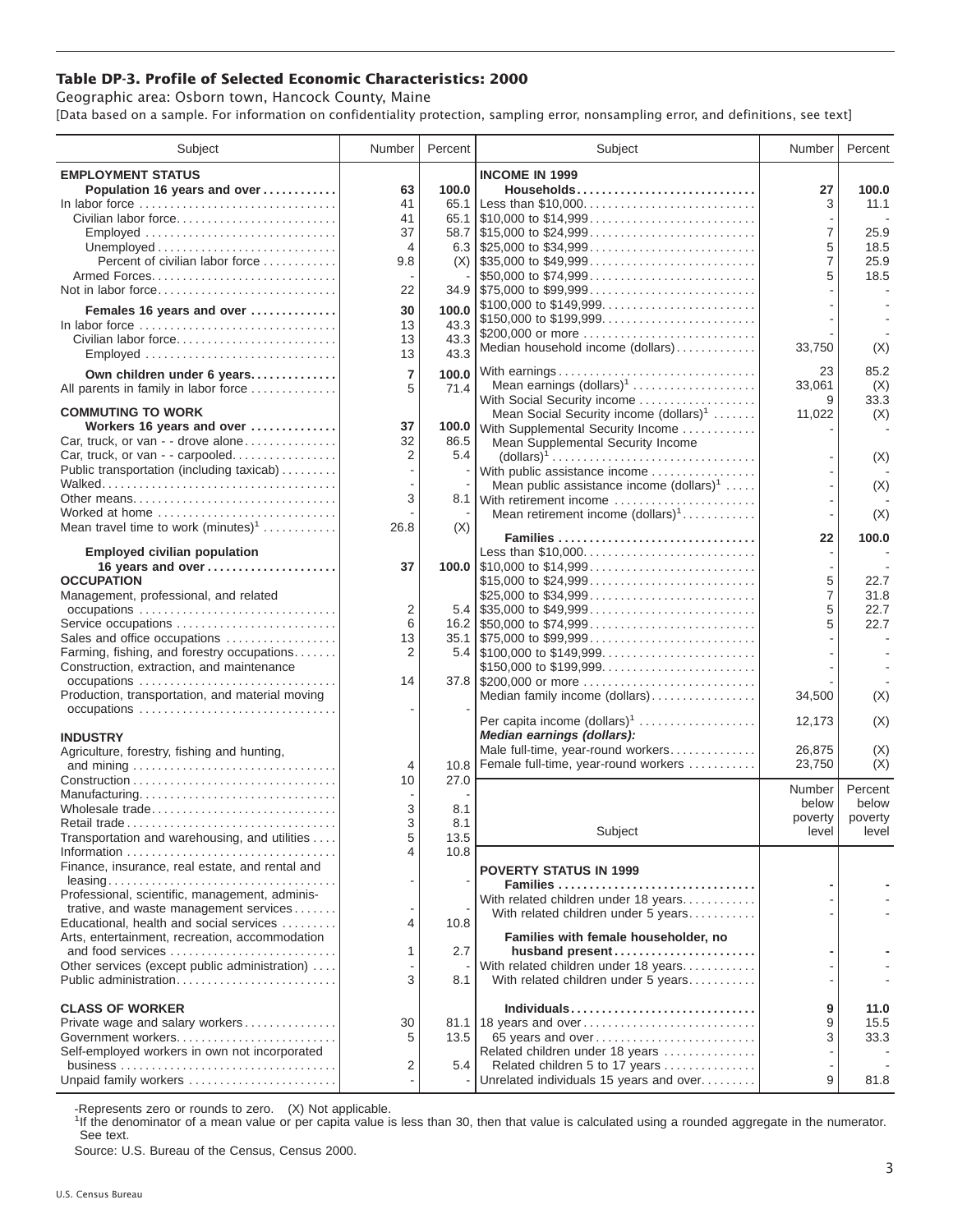## Table DP-3. Profile of Selected Economic Characteristics: 2000

Geographic area: Osborn town, Hancock County, Maine

[Data based on a sample. For information on confidentiality protection, sampling error, nonsampling error, and definitions, see text]

| Subject | Number | Percent |
|---|---|---|
| **EMPLOYMENT STATUS** | | |
| **Population 16 years and over** | **63** | **100.0** |
| In labor force | 41 | 65.1 |
| Civilian labor force | 41 | 65.1 |
| Employed | 37 | 58.7 |
| Unemployed | 4 | 6.3 |
| Percent of civilian labor force | 9.8 | (X) |
| Armed Forces | - | - |
| Not in labor force | 22 | 34.9 |
| **Females 16 years and over** | **30** | **100.0** |
| In labor force | 13 | 43.3 |
| Civilian labor force | 13 | 43.3 |
| Employed | 13 | 43.3 |
| **Own children under 6 years** | **7** | **100.0** |
| All parents in family in labor force | 5 | 71.4 |
| **COMMUTING TO WORK** | | |
| **Workers 16 years and over** | **37** | **100.0** |
| Car, truck, or van - - drove alone | 32 | 86.5 |
| Car, truck, or van - - carpooled | 2 | 5.4 |
| Public transportation (including taxicab) | - | - |
| Walked | - | - |
| Other means | 3 | 8.1 |
| Worked at home | - | - |
| Mean travel time to work (minutes)[1] | 26.8 | (X) |
| **Employed civilian population 16 years and over** | **37** | **100.0** |
| **OCCUPATION** | | |
| Management, professional, and related occupations | 2 | 5.4 |
| Service occupations | 6 | 16.2 |
| Sales and office occupations | 13 | 35.1 |
| Farming, fishing, and forestry occupations | 2 | 5.4 |
| Construction, extraction, and maintenance occupations | 14 | 37.8 |
| Production, transportation, and material moving occupations | - | - |
| **INDUSTRY** | | |
| Agriculture, forestry, fishing and hunting, and mining | 4 | 10.8 |
| Construction | 10 | 27.0 |
| Manufacturing | - | - |
| Wholesale trade | 3 | 8.1 |
| Retail trade | 3 | 8.1 |
| Transportation and warehousing, and utilities | 5 | 13.5 |
| Information | 4 | 10.8 |
| Finance, insurance, real estate, and rental and leasing | - | - |
| Professional, scientific, management, administrative, and waste management services | - | - |
| Educational, health and social services | 4 | 10.8 |
| Arts, entertainment, recreation, accommodation and food services | 1 | 2.7 |
| Other services (except public administration) | - | - |
| Public administration | 3 | 8.1 |
| **CLASS OF WORKER** | | |
| Private wage and salary workers | 30 | 81.1 |
| Government workers | 5 | 13.5 |
| Self-employed workers in own not incorporated business | 2 | 5.4 |
| Unpaid family workers | - | - |

| Subject | Number | Percent |
|---|---|---|
| **INCOME IN 1999** | | |
| **Households** | **27** | **100.0** |
| Less than $10,000 | 3 | 11.1 |
| $10,000 to $14,999 | - | - |
| $15,000 to $24,999 | 7 | 25.9 |
| $25,000 to $34,999 | 5 | 18.5 |
| $35,000 to $49,999 | 7 | 25.9 |
| $50,000 to $74,999 | 5 | 18.5 |
| $75,000 to $99,999 | - | - |
| $100,000 to $149,999 | - | - |
| $150,000 to $199,999 | - | - |
| $200,000 or more | - | - |
| Median household income (dollars) | 33,750 | (X) |
| With earnings | 23 | 85.2 |
| Mean earnings (dollars)[1] | 33,061 | (X) |
| With Social Security income | 9 | 33.3 |
| Mean Social Security income (dollars)[1] | 11,022 | (X) |
| With Supplemental Security Income | - | - |
| Mean Supplemental Security Income (dollars)[1] | - | (X) |
| With public assistance income | - | - |
| Mean public assistance income (dollars)[1] | - | (X) |
| With retirement income | - | - |
| Mean retirement income (dollars)[1] | - | (X) |
| **Families** | **22** | **100.0** |
| Less than $10,000 | - | - |
| $10,000 to $14,999 | - | - |
| $15,000 to $24,999 | 5 | 22.7 |
| $25,000 to $34,999 | 7 | 31.8 |
| $35,000 to $49,999 | 5 | 22.7 |
| $50,000 to $74,999 | 5 | 22.7 |
| $75,000 to $99,999 | - | - |
| $100,000 to $149,999 | - | - |
| $150,000 to $199,999 | - | - |
| $200,000 or more | - | - |
| Median family income (dollars) | 34,500 | (X) |
| Per capita income (dollars)[1] | 12,173 | (X) |
| ***Median earnings (dollars):*** | | |
| Male full-time, year-round workers | 26,875 | (X) |
| Female full-time, year-round workers | 23,750 | (X) |

| Subject | Number below poverty level | Percent below poverty level |
|---|---|---|
| **POVERTY STATUS IN 1999** | | |
| **Families** | **-** | **-** |
| With related children under 18 years | - | - |
| With related children under 5 years | - | - |
| **Families with female householder, no husband present** | **-** | **-** |
| With related children under 18 years | - | - |
| With related children under 5 years | - | - |
| **Individuals** | **9** | **11.0** |
| 18 years and over | 9 | 15.5 |
| 65 years and over | 3 | 33.3 |
| Related children under 18 years | - | - |
| Related children 5 to 17 years | - | - |
| Unrelated individuals 15 years and over | 9 | 81.8 |

-Represents zero or rounds to zero. (X) Not applicable.

[1]If the denominator of a mean value or per capita value is less than 30, then that value is calculated using a rounded aggregate in the numerator. See text.

Source: U.S. Bureau of the Census, Census 2000.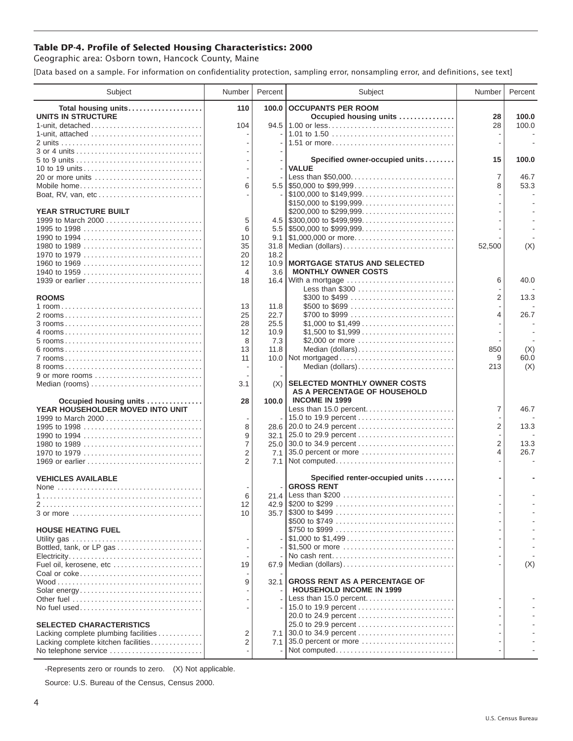## Table DP-4. Profile of Selected Housing Characteristics: 2000

Geographic area: Osborn town, Hancock County, Maine

[Data based on a sample. For information on confidentiality protection, sampling error, nonsampling error, and definitions, see text]

| Subject | Number | Percent | Subject | Number | Percent |
|---|---|---|---|---|---|
| **Total housing units** | **110** | **100.0** | **OCCUPANTS PER ROOM** | | |
| **UNITS IN STRUCTURE** | | | **Occupied housing units** | **28** | **100.0** |
| 1-unit, detached | 104 | 94.5 | 1.00 or less | 28 | 100.0 |
| 1-unit, attached | - | - | 1.01 to 1.50 | - | - |
| 2 units | - | - | 1.51 or more | - | - |
| 3 or 4 units | - | - | | | |
| 5 to 9 units | - | - | **Specified owner-occupied units** | **15** | **100.0** |
| 10 to 19 units | - | - | **VALUE** | | |
| 20 or more units | - | - | Less than $50,000 | 7 | 46.7 |
| Mobile home | 6 | 5.5 | $50,000 to $99,999 | 8 | 53.3 |
| Boat, RV, van, etc | - | - | $100,000 to $149,999 | - | - |
| | | | $150,000 to $199,999 | - | - |
| **YEAR STRUCTURE BUILT** | | | $200,000 to $299,999 | - | - |
| 1999 to March 2000 | 5 | 4.5 | $300,000 to $499,999 | - | - |
| 1995 to 1998 | 6 | 5.5 | $500,000 to $999,999 | - | - |
| 1990 to 1994 | 10 | 9.1 | $1,000,000 or more | - | - |
| 1980 to 1989 | 35 | 31.8 | Median (dollars) | 52,500 | (X) |
| 1970 to 1979 | 20 | 18.2 | | | |
| 1960 to 1969 | 12 | 10.9 | **MORTGAGE STATUS AND SELECTED MONTHLY OWNER COSTS** | | |
| 1940 to 1959 | 4 | 3.6 | | | |
| 1939 or earlier | 18 | 16.4 | With a mortgage | 6 | 40.0 |
| | | | Less than $300 | - | - |
| **ROOMS** | | | $300 to $499 | 2 | 13.3 |
| 1 room | 13 | 11.8 | $500 to $699 | - | - |
| 2 rooms | 25 | 22.7 | $700 to $999 | 4 | 26.7 |
| 3 rooms | 28 | 25.5 | $1,000 to $1,499 | - | - |
| 4 rooms | 12 | 10.9 | $1,500 to $1,999 | - | - |
| 5 rooms | 8 | 7.3 | $2,000 or more | - | - |
| 6 rooms | 13 | 11.8 | Median (dollars) | 850 | (X) |
| 7 rooms | 11 | 10.0 | Not mortgaged | 9 | 60.0 |
| 8 rooms | - | - | Median (dollars) | 213 | (X) |
| 9 or more rooms | - | - | | | |
| Median (rooms) | 3.1 | (X) | **SELECTED MONTHLY OWNER COSTS AS A PERCENTAGE OF HOUSEHOLD INCOME IN 1999** | | |
| **Occupied housing units** | **28** | **100.0** | | | |
| **YEAR HOUSEHOLDER MOVED INTO UNIT** | | | Less than 15.0 percent | 7 | 46.7 |
| 1999 to March 2000 | - | - | 15.0 to 19.9 percent | - | - |
| 1995 to 1998 | 8 | 28.6 | 20.0 to 24.9 percent | 2 | 13.3 |
| 1990 to 1994 | 9 | 32.1 | 25.0 to 29.9 percent | - | - |
| 1980 to 1989 | 7 | 25.0 | 30.0 to 34.9 percent | 2 | 13.3 |
| 1970 to 1979 | 2 | 7.1 | 35.0 percent or more | 4 | 26.7 |
| 1969 or earlier | 2 | 7.1 | Not computed | - | - |
| | | | | | |
| **VEHICLES AVAILABLE** | | | **Specified renter-occupied units** | **-** | **-** |
| None | - | - | **GROSS RENT** | | |
| 1 | 6 | 21.4 | Less than $200 | - | - |
| 2 | 12 | 42.9 | $200 to $299 | - | - |
| 3 or more | 10 | 35.7 | $300 to $499 | - | - |
| | | | $500 to $749 | - | - |
| **HOUSE HEATING FUEL** | | | $750 to $999 | - | - |
| Utility gas | - | - | $1,000 to $1,499 | - | - |
| Bottled, tank, or LP gas | - | - | $1,500 or more | - | - |
| Electricity | - | - | No cash rent | - | - |
| Fuel oil, kerosene, etc | 19 | 67.9 | Median (dollars) | - | (X) |
| Coal or coke | - | - | | | |
| Wood | 9 | 32.1 | **GROSS RENT AS A PERCENTAGE OF HOUSEHOLD INCOME IN 1999** | | |
| Solar energy | - | - | | | |
| Other fuel | - | - | Less than 15.0 percent | - | - |
| No fuel used | - | - | 15.0 to 19.9 percent | - | - |
| | | | 20.0 to 24.9 percent | - | - |
| **SELECTED CHARACTERISTICS** | | | 25.0 to 29.9 percent | - | - |
| Lacking complete plumbing facilities | 2 | 7.1 | 30.0 to 34.9 percent | - | - |
| Lacking complete kitchen facilities | 2 | 7.1 | 35.0 percent or more | - | - |
| No telephone service | - | - | Not computed | - | - |

-Represents zero or rounds to zero. (X) Not applicable.

Source: U.S. Bureau of the Census, Census 2000.